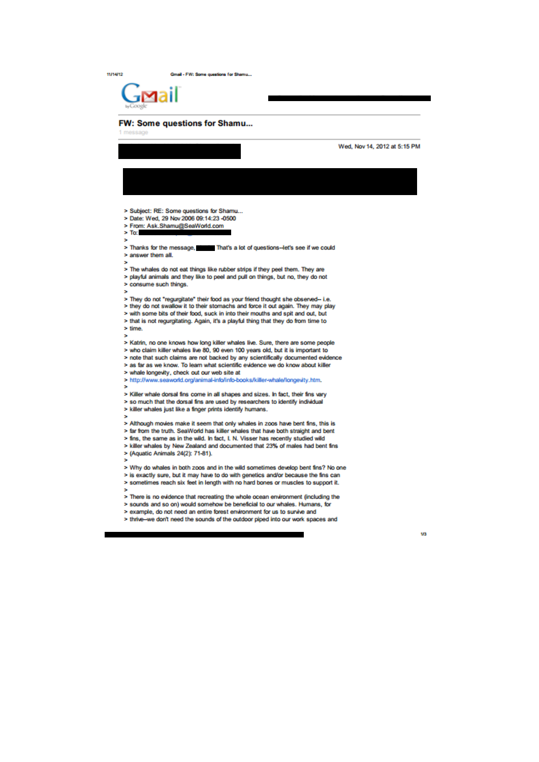Gmail by Google

# FW: Some questions for Shamu...

1 message

Wed, Nov 14, 2012 at 5:15 PM

> Subject: RE: Some questions for Shamu...
> Date: Wed, 29 Nov 2006 09:14:23 -0500
> From: Ask.Shamu@SeaWorld.com
> To:
>
> Thanks for the message, ██████ That's a lot of questions--let's see if we could
> answer them all.
>
> The whales do not eat things like rubber strips if they peel them. They are
> playful animals and they like to peel and pull on things, but no, they do not
> consume such things.
>
> They do not "regurgitate" their food as your friend thought she observed-- i.e.
> they do not swallow it to their stomachs and force it out again. They may play
> with some bits of their food, suck in into their mouths and spit and out, but
> that is not regurgitating. Again, it's a playful thing that they do from time to
> time.
>
> Katrin, no one knows how long killer whales live. Sure, there are some people
> who claim killer whales live 80, 90 even 100 years old, but it is important to
> note that such claims are not backed by any scientifically documented evidence
> as far as we know. To learn what scientific evidence we do know about killer
> whale longevity, check out our web site at
> http://www.seaworld.org/animal-info/info-books/killer-whale/longevity.htm.
>
> Killer whale dorsal fins come in all shapes and sizes. In fact, their fins vary
> so much that the dorsal fins are used by researchers to identify individual
> killer whales just like a finger prints identify humans.
>
> Although movies make it seem that only whales in zoos have bent fins, this is
> far from the truth. SeaWorld has killer whales that have both straight and bent
> fins, the same as in the wild. In fact, I. N. Visser has recently studied wild
> killer whales by New Zealand and documented that 23% of males had bent fins
> (Aquatic Animals 24(2): 71-81).
>
> Why do whales in both zoos and in the wild sometimes develop bent fins? No one
> is exactly sure, but it may have to do with genetics and/or because the fins can
> sometimes reach six feet in length with no hard bones or muscles to support it.
>
> There is no evidence that recreating the whole ocean environment (including the
> sounds and so on) would somehow be beneficial to our whales. Humans, for
> example, do not need an entire forest environment for us to survive and
> thrive--we don't need the sounds of the outdoor piped into our work spaces and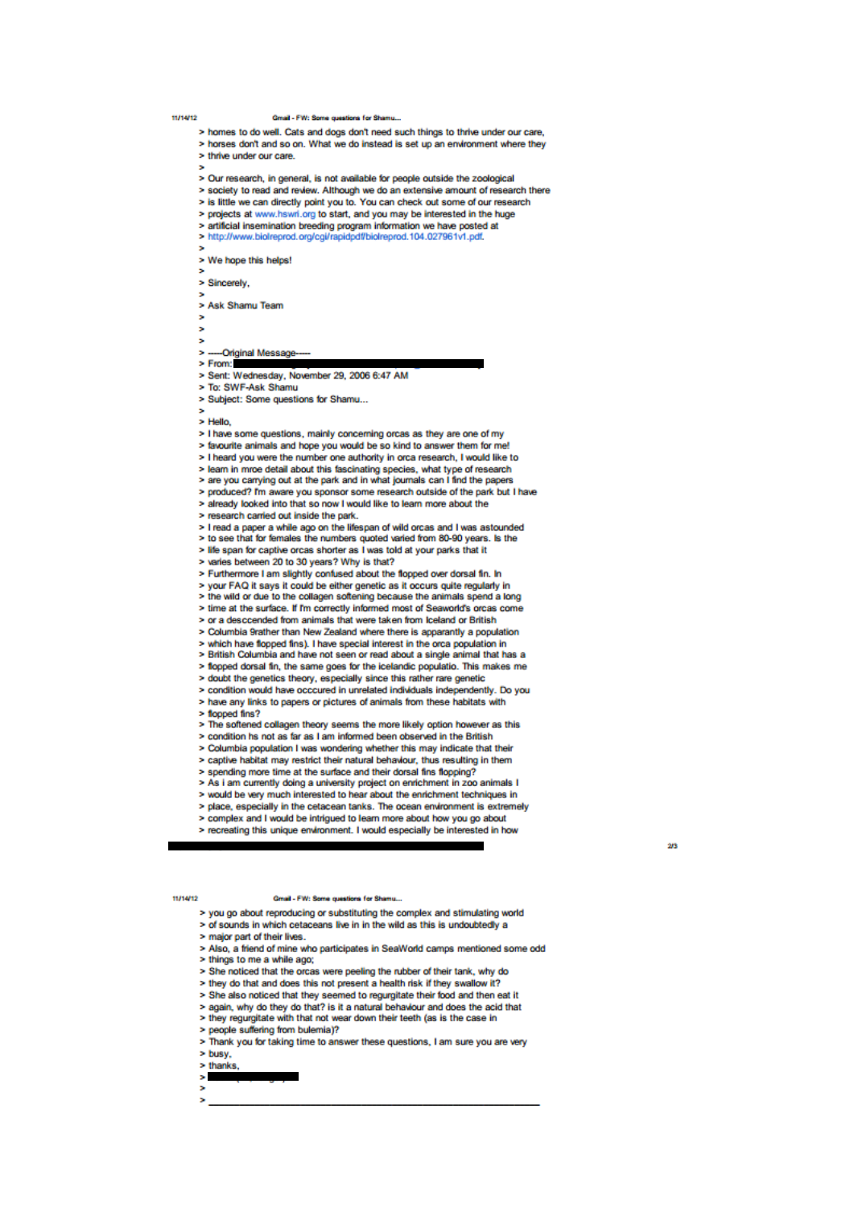> homes to do well. Cats and dogs don't need such things to thrive under our care,
> horses don't and so on. What we do instead is set up an environment where they
> thrive under our care.
>
> Our research, in general, is not available for people outside the zoological
> society to read and review. Although we do an extensive amount of research there
> is little we can directly point you to. You can check out some of our research
> projects at www.hswri.org to start, and you may be interested in the huge
> artificial insemination breeding program information we have posted at
> http://www.biolreprod.org/cgi/rapidpdf/biolreprod.104.027961v1.pdf.
>
> We hope this helps!
>
> Sincerely,
>
> Ask Shamu Team
>
>
>
> -----Original Message-----
> From:
> Sent: Wednesday, November 29, 2006 6:47 AM
> To: SWF-Ask Shamu
> Subject: Some questions for Shamu...
>
> Hello,
> I have some questions, mainly concerning orcas as they are one of my
> favourite animals and hope you would be so kind to answer them for me!
> I heard you were the number one authority in orca research, I would like to
> learn in mroe detail about this fascinating species, what type of research
> are you carrying out at the park and in what journals can I find the papers
> produced? I'm aware you sponsor some research outside of the park but I have
> already looked into that so now I would like to learn more about the
> research carried out inside the park.
> I read a paper a while ago on the lifespan of wild orcas and I was astounded
> to see that for females the numbers quoted varied from 80-90 years. Is the
> life span for captive orcas shorter as I was told at your parks that it
> varies between 20 to 30 years? Why is that?
> Furthermore I am slightly confused about the flopped over dorsal fin. In
> your FAQ it says it could be either genetic as it occurs quite regularly in
> the wild or due to the collagen softening because the animals spend a long
> time at the surface. If I'm correctly informed most of Seaworld's orcas come
> or a desccended from animals that were taken from Iceland or British
> Columbia 9rather than New Zealand where there is apparantly a population
> which have flopped fins). I have special interest in the orca population in
> British Columbia and have not seen or read about a single animal that has a
> flopped dorsal fin, the same goes for the icelandic populatio. This makes me
> doubt the genetics theory, especially since this rather rare genetic
> condition would have occcured in unrelated individuals independently. Do you
> have any links to papers or pictures of animals from these habitats with
> flopped fins?
> The softened collagen theory seems the more likely option however as this
> condition hs not as far as I am informed been observed in the British
> Columbia population I was wondering whether this may indicate that their
> captive habitat may restrict their natural behaviour, thus resulting in them
> spending more time at the surface and their dorsal fins flopping?
> As i am currently doing a university project on enrichment in zoo animals I
> would be very much interested to hear about the enrichment techniques in
> place, especially in the cetacean tanks. The ocean environment is extremely
> complex and I would be intrigued to learn more about how you go about
> recreating this unique environment. I would especially be interested in how
> you go about reproducing or substituting the complex and stimulating world
> of sounds in which cetaceans live in in the wild as this is undoubtedly a
> major part of their lives.
> Also, a friend of mine who participates in SeaWorld camps mentioned some odd
> things to me a while ago;
> She noticed that the orcas were peeling the rubber of their tank, why do
> they do that and does this not present a health risk if they swallow it?
> She also noticed that they seemed to regurgitate their food and then eat it
> again, why do they do that? is it a natural behaviour and does the acid that
> they regurgitate with that not wear down their teeth (as is the case in
> people suffering from bulemia)?
> Thank you for taking time to answer these questions, I am sure you are very
> busy,
> thanks,
>
>
> _______________________________________________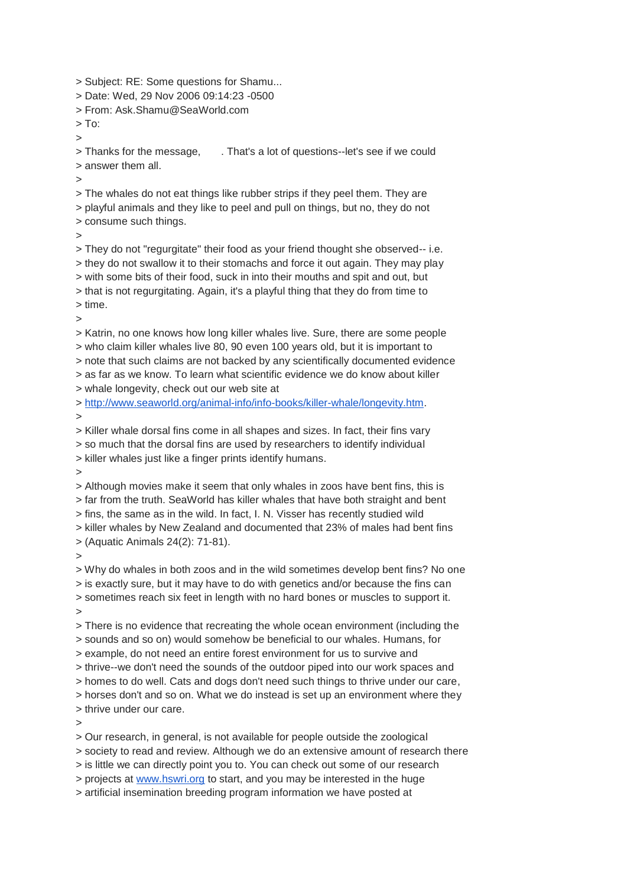> Subject: RE: Some questions for Shamu...
> Date: Wed, 29 Nov 2006 09:14:23 -0500
> From: Ask.Shamu@SeaWorld.com
> To:
>
> Thanks for the message,  . That's a lot of questions--let's see if we could
> answer them all.
>
> The whales do not eat things like rubber strips if they peel them. They are
> playful animals and they like to peel and pull on things, but no, they do not
> consume such things.
>
> They do not "regurgitate" their food as your friend thought she observed-- i.e.
> they do not swallow it to their stomachs and force it out again. They may play
> with some bits of their food, suck in into their mouths and spit and out, but
> that is not regurgitating. Again, it's a playful thing that they do from time to
> time.
>
> Katrin, no one knows how long killer whales live. Sure, there are some people
> who claim killer whales live 80, 90 even 100 years old, but it is important to
> note that such claims are not backed by any scientifically documented evidence
> as far as we know. To learn what scientific evidence we do know about killer
> whale longevity, check out our web site at
> http://www.seaworld.org/animal-info/info-books/killer-whale/longevity.htm.
>
> Killer whale dorsal fins come in all shapes and sizes. In fact, their fins vary
> so much that the dorsal fins are used by researchers to identify individual
> killer whales just like a finger prints identify humans.
>
> Although movies make it seem that only whales in zoos have bent fins, this is
> far from the truth. SeaWorld has killer whales that have both straight and bent
> fins, the same as in the wild. In fact, I. N. Visser has recently studied wild
> killer whales by New Zealand and documented that 23% of males had bent fins
> (Aquatic Animals 24(2): 71-81).
>
> Why do whales in both zoos and in the wild sometimes develop bent fins? No one
> is exactly sure, but it may have to do with genetics and/or because the fins can
> sometimes reach six feet in length with no hard bones or muscles to support it.
>
> There is no evidence that recreating the whole ocean environment (including the
> sounds and so on) would somehow be beneficial to our whales. Humans, for
> example, do not need an entire forest environment for us to survive and
> thrive--we don't need the sounds of the outdoor piped into our work spaces and
> homes to do well. Cats and dogs don't need such things to thrive under our care,
> horses don't and so on. What we do instead is set up an environment where they
> thrive under our care.
>
> Our research, in general, is not available for people outside the zoological
> society to read and review. Although we do an extensive amount of research there
> is little we can directly point you to. You can check out some of our research
> projects at www.hswri.org to start, and you may be interested in the huge
> artificial insemination breeding program information we have posted at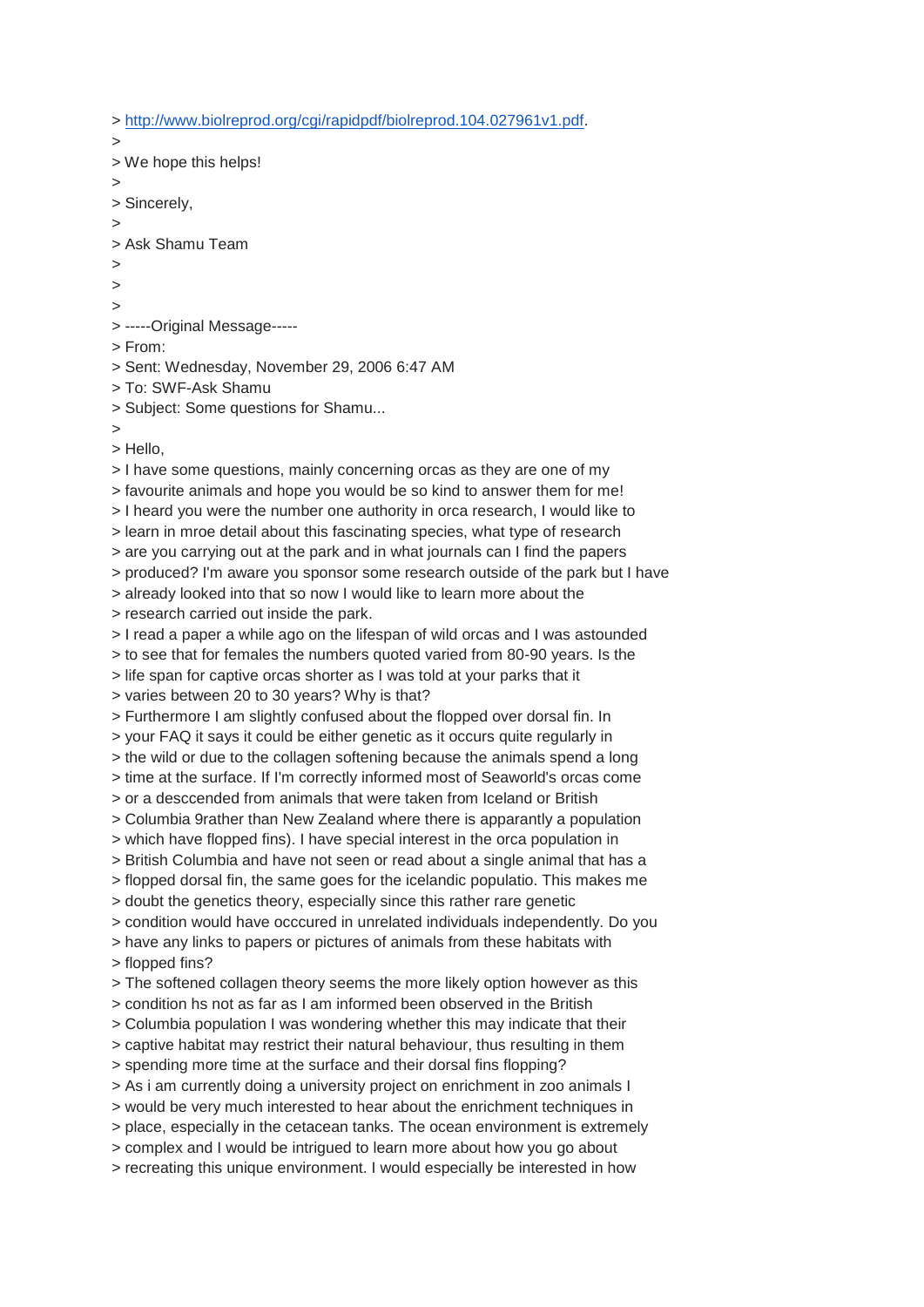> http://www.biolreprod.org/cgi/rapidpdf/biolreprod.104.027961v1.pdf.
>
> We hope this helps!
>
> Sincerely,
>
> Ask Shamu Team
>
>
>
> -----Original Message-----
> From:
> Sent: Wednesday, November 29, 2006 6:47 AM
> To: SWF-Ask Shamu
> Subject: Some questions for Shamu...
>
> Hello,
> I have some questions, mainly concerning orcas as they are one of my
> favourite animals and hope you would be so kind to answer them for me!
> I heard you were the number one authority in orca research, I would like to
> learn in mroe detail about this fascinating species, what type of research
> are you carrying out at the park and in what journals can I find the papers
> produced? I'm aware you sponsor some research outside of the park but I have
> already looked into that so now I would like to learn more about the
> research carried out inside the park.
> I read a paper a while ago on the lifespan of wild orcas and I was astounded
> to see that for females the numbers quoted varied from 80-90 years. Is the
> life span for captive orcas shorter as I was told at your parks that it
> varies between 20 to 30 years? Why is that?
> Furthermore I am slightly confused about the flopped over dorsal fin. In
> your FAQ it says it could be either genetic as it occurs quite regularly in
> the wild or due to the collagen softening because the animals spend a long
> time at the surface. If I'm correctly informed most of Seaworld's orcas come
> or a desccended from animals that were taken from Iceland or British
> Columbia 9rather than New Zealand where there is apparently a population
> which have flopped fins). I have special interest in the orca population in
> British Columbia and have not seen or read about a single animal that has a
> flopped dorsal fin, the same goes for the icelandic populatio. This makes me
> doubt the genetics theory, especially since this rather rare genetic
> condition would have occcured in unrelated individuals independently. Do you
> have any links to papers or pictures of animals from these habitats with
> flopped fins?
> The softened collagen theory seems the more likely option however as this
> condition hs not as far as I am informed been observed in the British
> Columbia population I was wondering whether this may indicate that their
> captive habitat may restrict their natural behaviour, thus resulting in them
> spending more time at the surface and their dorsal fins flopping?
> As i am currently doing a university project on enrichment in zoo animals I
> would be very much interested to hear about the enrichment techniques in
> place, especially in the cetacean tanks. The ocean environment is extremely
> complex and I would be intrigued to learn more about how you go about
> recreating this unique environment. I would especially be interested in how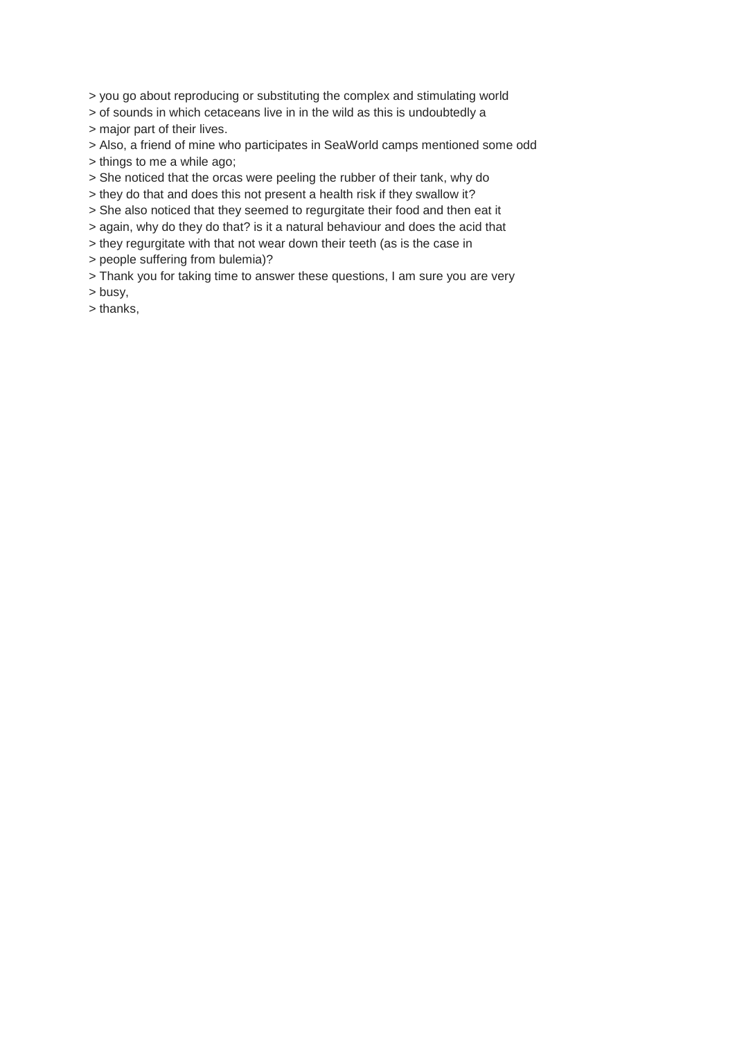> you go about reproducing or substituting the complex and stimulating world
> of sounds in which cetaceans live in in the wild as this is undoubtedly a
> major part of their lives.
> Also, a friend of mine who participates in SeaWorld camps mentioned some odd
> things to me a while ago;
> She noticed that the orcas were peeling the rubber of their tank, why do
> they do that and does this not present a health risk if they swallow it?
> She also noticed that they seemed to regurgitate their food and then eat it
> again, why do they do that? is it a natural behaviour and does the acid that
> they regurgitate with that not wear down their teeth (as is the case in
> people suffering from bulemia)?
> Thank you for taking time to answer these questions, I am sure you are very
> busy,
> thanks,